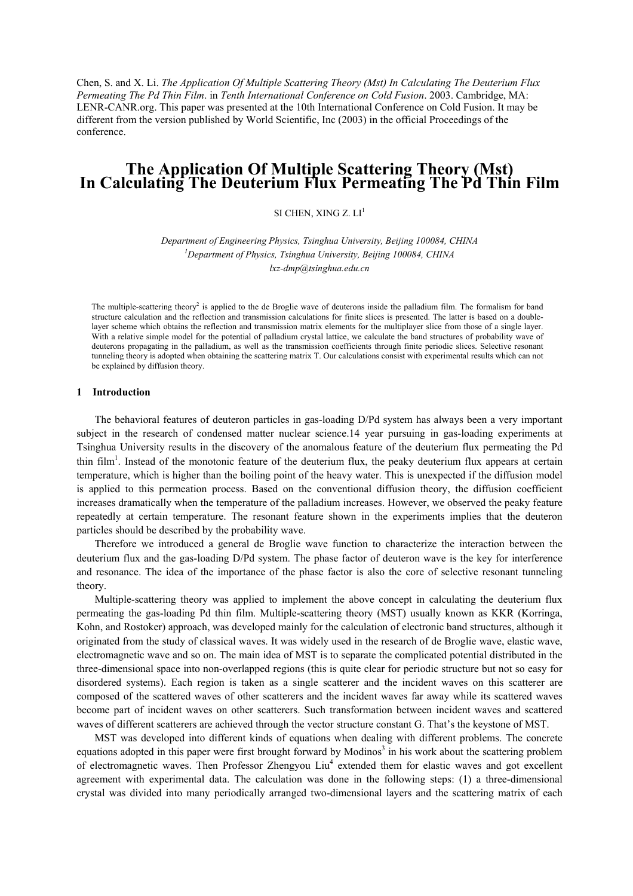Chen, S. and X. Li. *The Application Of Multiple Scattering Theory (Mst) In Calculating The Deuterium Flux Permeating The Pd Thin Film*. in *Tenth International Conference on Cold Fusion*. 2003. Cambridge, MA: LENR-CANR.org. This paper was presented at the 10th International Conference on Cold Fusion. It may be different from the version published by World Scientific, Inc (2003) in the official Proceedings of the conference.

# The Application Of Multiple Scattering Theory (Mst) In Calculating The Deuterium Flux Permeating The Pd Thin Film

SI CHEN, XING Z. LI[1]

*Department of Engineering Physics, Tsinghua University, Beijing 100084, CHINA*
*[1]Department of Physics, Tsinghua University, Beijing 100084, CHINA*
*lxz-dmp@tsinghua.edu.cn*

The multiple-scattering theory[2] is applied to the de Broglie wave of deuterons inside the palladium film. The formalism for band structure calculation and the reflection and transmission calculations for finite slices is presented. The latter is based on a double-layer scheme which obtains the reflection and transmission matrix elements for the multiplayer slice from those of a single layer. With a relative simple model for the potential of palladium crystal lattice, we calculate the band structures of probability wave of deuterons propagating in the palladium, as well as the transmission coefficients through finite periodic slices. Selective resonant tunneling theory is adopted when obtaining the scattering matrix T. Our calculations consist with experimental results which can not be explained by diffusion theory.

## 1 Introduction

The behavioral features of deuteron particles in gas-loading D/Pd system has always been a very important subject in the research of condensed matter nuclear science.14 year pursuing in gas-loading experiments at Tsinghua University results in the discovery of the anomalous feature of the deuterium flux permeating the Pd thin film[1]. Instead of the monotonic feature of the deuterium flux, the peaky deuterium flux appears at certain temperature, which is higher than the boiling point of the heavy water. This is unexpected if the diffusion model is applied to this permeation process. Based on the conventional diffusion theory, the diffusion coefficient increases dramatically when the temperature of the palladium increases. However, we observed the peaky feature repeatedly at certain temperature. The resonant feature shown in the experiments implies that the deuteron particles should be described by the probability wave.

Therefore we introduced a general de Broglie wave function to characterize the interaction between the deuterium flux and the gas-loading D/Pd system. The phase factor of deuteron wave is the key for interference and resonance. The idea of the importance of the phase factor is also the core of selective resonant tunneling theory.

Multiple-scattering theory was applied to implement the above concept in calculating the deuterium flux permeating the gas-loading Pd thin film. Multiple-scattering theory (MST) usually known as KKR (Korringa, Kohn, and Rostoker) approach, was developed mainly for the calculation of electronic band structures, although it originated from the study of classical waves. It was widely used in the research of de Broglie wave, elastic wave, electromagnetic wave and so on. The main idea of MST is to separate the complicated potential distributed in the three-dimensional space into non-overlapped regions (this is quite clear for periodic structure but not so easy for disordered systems). Each region is taken as a single scatterer and the incident waves on this scatterer are composed of the scattered waves of other scatterers and the incident waves far away while its scattered waves become part of incident waves on other scatterers. Such transformation between incident waves and scattered waves of different scatterers are achieved through the vector structure constant G. That's the keystone of MST.

MST was developed into different kinds of equations when dealing with different problems. The concrete equations adopted in this paper were first brought forward by Modinos[3] in his work about the scattering problem of electromagnetic waves. Then Professor Zhengyou Liu[4] extended them for elastic waves and got excellent agreement with experimental data. The calculation was done in the following steps: (1) a three-dimensional crystal was divided into many periodically arranged two-dimensional layers and the scattering matrix of each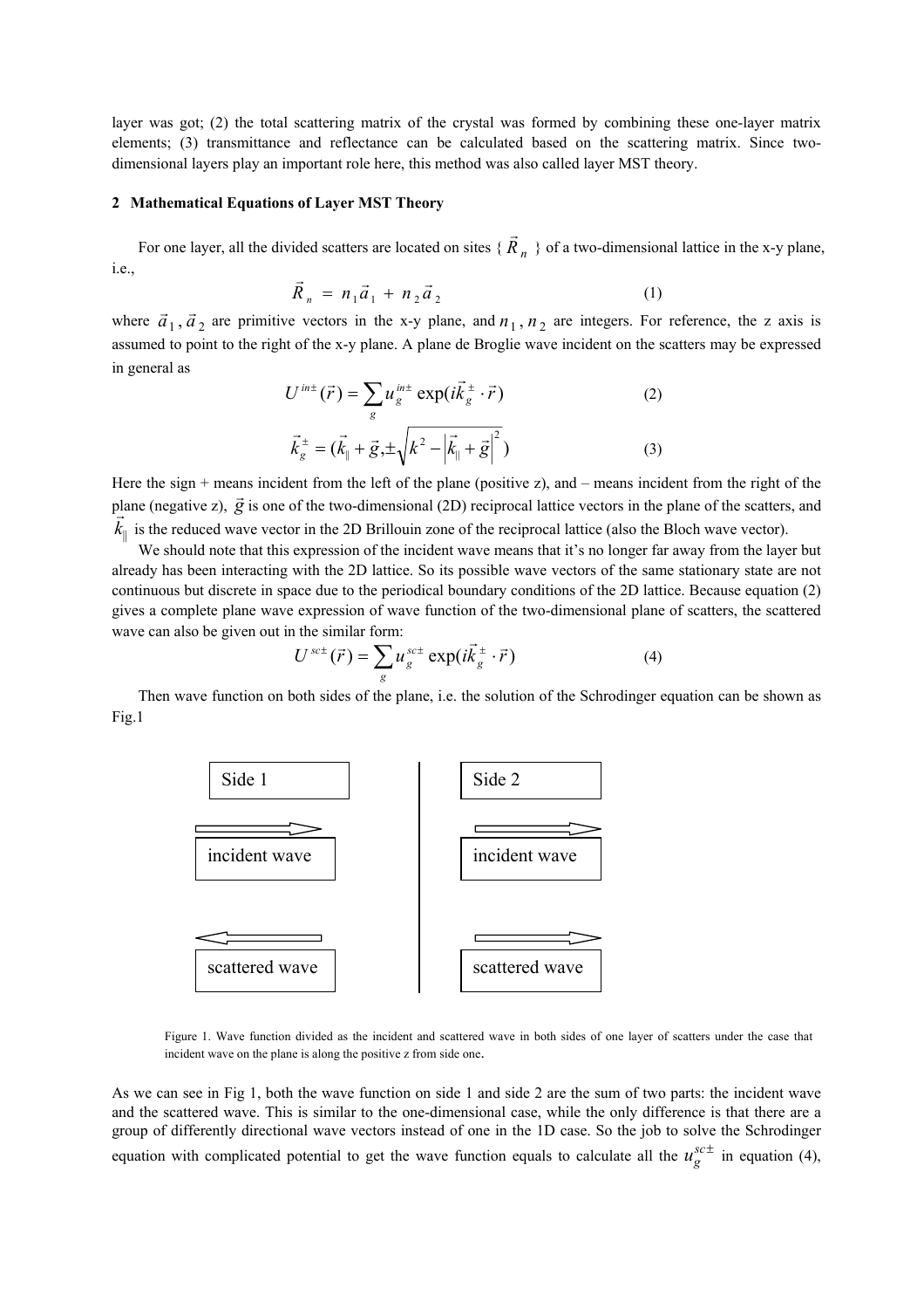layer was got; (2) the total scattering matrix of the crystal was formed by combining these one-layer matrix elements; (3) transmittance and reflectance can be calculated based on the scattering matrix. Since two-dimensional layers play an important role here, this method was also called layer MST theory.

## 2 Mathematical Equations of Layer MST Theory

For one layer, all the divided scatters are located on sites { $\vec{R}_n$ } of a two-dimensional lattice in the x-y plane, i.e.,

$$\vec{R}_n = n_1 \vec{a}_1 + n_2 \vec{a}_2 \tag{1}$$

where $\vec{a}_1, \vec{a}_2$ are primitive vectors in the x-y plane, and $n_1, n_2$ are integers. For reference, the z axis is assumed to point to the right of the x-y plane. A plane de Broglie wave incident on the scatters may be expressed in general as

$$U^{in\pm}(\vec{r}) = \sum_g u_g^{in\pm} \exp(i\vec{k}_g^{\pm} \cdot \vec{r}) \tag{2}$$

$$\vec{k}_g^{\pm} = (\vec{k}_{\parallel} + \vec{g}, \pm\sqrt{k^2 - \left|\vec{k}_{\parallel} + \vec{g}\right|^2}) \tag{3}$$

Here the sign + means incident from the left of the plane (positive z), and – means incident from the right of the plane (negative z), $\vec{g}$ is one of the two-dimensional (2D) reciprocal lattice vectors in the plane of the scatters, and $\vec{k}_{\parallel}$ is the reduced wave vector in the 2D Brillouin zone of the reciprocal lattice (also the Bloch wave vector).

We should note that this expression of the incident wave means that it's no longer far away from the layer but already has been interacting with the 2D lattice. So its possible wave vectors of the same stationary state are not continuous but discrete in space due to the periodical boundary conditions of the 2D lattice. Because equation (2) gives a complete plane wave expression of wave function of the two-dimensional plane of scatters, the scattered wave can also be given out in the similar form:

$$U^{sc\pm}(\vec{r}) = \sum_g u_g^{sc\pm} \exp(i\vec{k}_g^{\pm} \cdot \vec{r}) \tag{4}$$

Then wave function on both sides of the plane, i.e. the solution of the Schrodinger equation can be shown as Fig.1

| Side 1 | | Side 2 |
|---|---|---|
| → incident wave | | → incident wave |
| ← scattered wave | | → scattered wave |

Figure 1. Wave function divided as the incident and scattered wave in both sides of one layer of scatters under the case that incident wave on the plane is along the positive z from side one.

As we can see in Fig 1, both the wave function on side 1 and side 2 are the sum of two parts: the incident wave and the scattered wave. This is similar to the one-dimensional case, while the only difference is that there are a group of differently directional wave vectors instead of one in the 1D case. So the job to solve the Schrodinger equation with complicated potential to get the wave function equals to calculate all the $u_g^{sc\pm}$ in equation (4),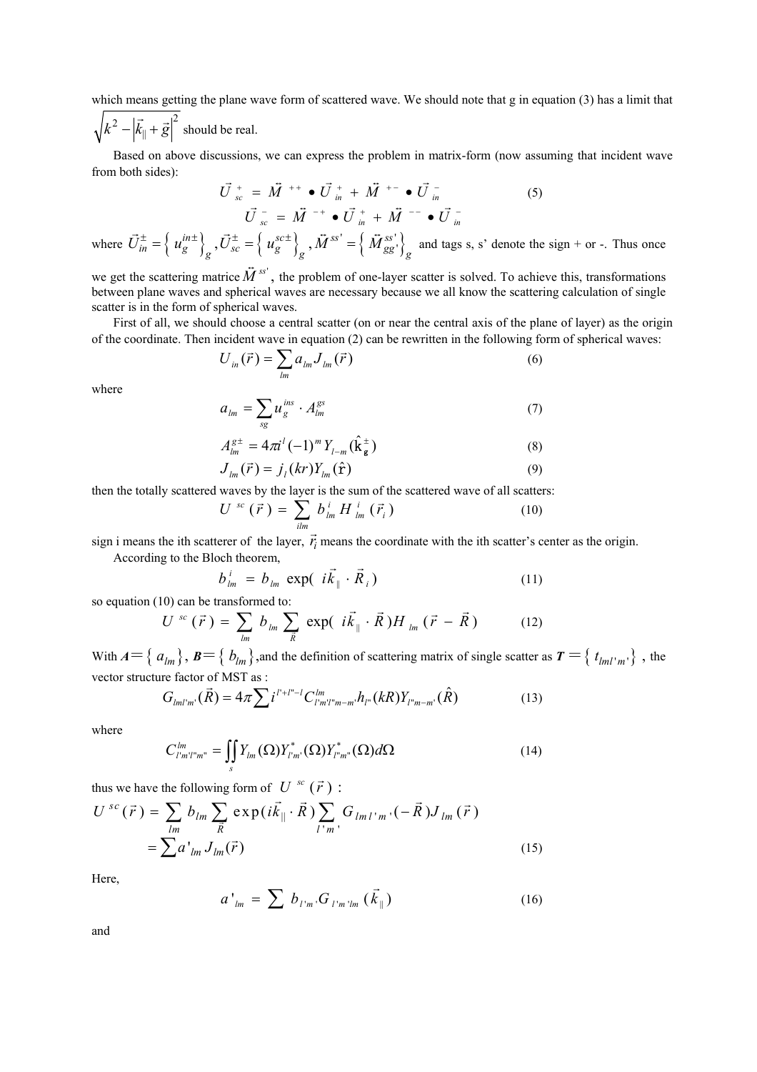which means getting the plane wave form of scattered wave. We should note that g in equation (3) has a limit that $\sqrt{k^2 - \left|\vec{k}_{\parallel} + \vec{g}\right|^2}$ should be real.

Based on above discussions, we can express the problem in matrix-form (now assuming that incident wave from both sides):

$$\vec{U}_{sc}^{+} = \vec{M}^{++} \bullet \vec{U}_{in}^{+} + \vec{M}^{+-} \bullet \vec{U}_{in}^{-} \tag{5}$$

$$\vec{U}_{sc}^{-} = \vec{M}^{-+} \bullet \vec{U}_{in}^{+} + \vec{M}^{--} \bullet \vec{U}_{in}^{-}$$

where $\vec{U}_{in}^{\pm} = \left\{ u_g^{in\pm} \right\}_g, \vec{U}_{sc}^{\pm} = \left\{ u_g^{sc\pm} \right\}_g, \vec{M}^{ss'} = \left\{ \vec{M}_{gg'}^{ss'} \right\}_g$ and tags s, s' denote the sign + or -. Thus once we get the scattering matrice $\vec{M}^{ss'}$, the problem of one-layer scatter is solved. To achieve this, transformations between plane waves and spherical waves are necessary because we all know the scattering calculation of single scatter is in the form of spherical waves.

First of all, we should choose a central scatter (on or near the central axis of the plane of layer) as the origin of the coordinate. Then incident wave in equation (2) can be rewritten in the following form of spherical waves:

$$U_{in}(\vec{r}) = \sum_{lm} a_{lm} J_{lm}(\vec{r}) \tag{6}$$

where

$$a_{lm} = \sum_{sg} u_g^{ins} \cdot A_{lm}^{gs} \tag{7}$$

$$A_{lm}^{g\pm} = 4\pi i^l (-1)^m Y_{l-m}(\hat{\mathrm{k}}_{\mathbf{g}}^{\pm}) \tag{8}$$

$$J_{lm}(\vec{r}) = j_l(kr) Y_{lm}(\hat{\mathrm{r}}) \tag{9}$$

then the totally scattered waves by the layer is the sum of the scattered wave of all scatters:

$$U^{sc}(\vec{r}) = \sum_{ilm} b_{lm}^{i} H_{lm}^{i}(\vec{r}_i) \tag{10}$$

sign i means the ith scatterer of the layer, $\vec{r}_i$ means the coordinate with the ith scatter's center as the origin.

According to the Bloch theorem,

$$b_{lm}^{i} = b_{lm} \exp(i\vec{k}_{\parallel} \cdot \vec{R}_i) \tag{11}$$

so equation (10) can be transformed to:

$$U^{sc}(\vec{r}) = \sum_{lm} b_{lm} \sum_{\vec{R}} \exp(i\vec{k}_{\parallel} \cdot \vec{R}) H_{lm}(\vec{r} - \vec{R}) \tag{12}$$

With $\boldsymbol{A} = \left\{ a_{lm} \right\}$, $\boldsymbol{B} = \left\{ b_{lm} \right\}$, and the definition of scattering matrix of single scatter as $\boldsymbol{T} = \left\{ t_{lml'm'} \right\}$, the vector structure factor of MST as :

$$G_{lml'm'}(\vec{R}) = 4\pi \sum i^{l'+l''-l} C_{l'm'l''m-m'}^{lm} h_{l''}(kR) Y_{l''m-m'}(\hat{R}) \tag{13}$$

where

$$C_{l'm'l''m''}^{lm} = \iint_{s} Y_{lm}(\Omega) Y_{l'm'}^{*}(\Omega) Y_{l''m''}^{*}(\Omega) d\Omega \tag{14}$$

thus we have the following form of $U^{sc}(\vec{r})$ :

$$U^{sc}(\vec{r}) = \sum_{lm} b_{lm} \sum_{\vec{R}} \exp(i\vec{k}_{\parallel} \cdot \vec{R}) \sum_{l'm'} G_{lml'm'}(-\vec{R}) J_{lm}(\vec{r})$$
$$= \sum a'_{lm} J_{lm}(\vec{r}) \tag{15}$$

Here,

$$a'_{lm} = \sum b_{l'm'} G_{l'm'lm}(\vec{k}_{\parallel}) \tag{16}$$

and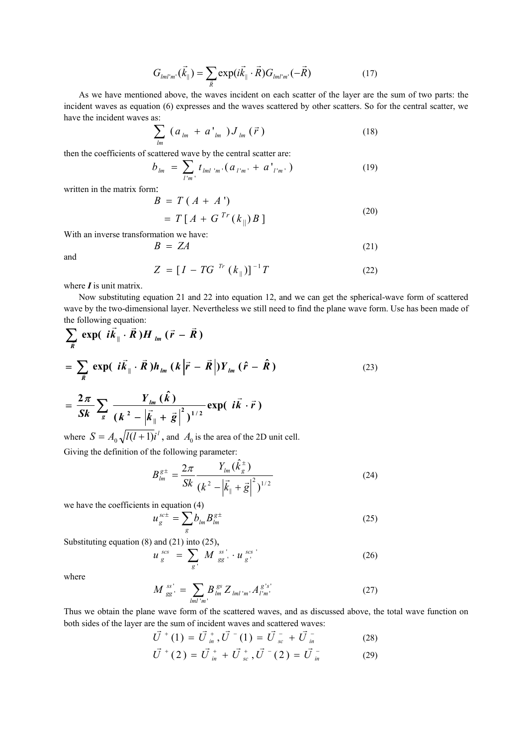$$G_{lml'm'}(\vec{k}_{\|}) = \sum_{\vec{R}} \exp(i\vec{k}_{\|} \cdot \vec{R}) G_{lml'm'}(-\vec{R}) \tag{17}$$

As we have mentioned above, the waves incident on each scatter of the layer are the sum of two parts: the incident waves as equation (6) expresses and the waves scattered by other scatters. So for the central scatter, we have the incident waves as:

$$\sum_{lm} (a_{lm} + a'_{lm}) J_{lm}(\vec{r}) \tag{18}$$

then the coefficients of scattered wave by the central scatter are:

$$b_{lm} = \sum_{l'm'} t_{lml'm'} (a_{l'm'} + a'_{l'm'}) \tag{19}$$

written in the matrix form:

$$\begin{aligned} B &= T(A + A') \\ &= T[A + G^{Tr}(k_{\|})B] \end{aligned} \tag{20}$$

With an inverse transformation we have:

$$B = ZA \tag{21}$$

and

$$Z = [I - TG^{Tr}(k_{\|})]^{-1} T \tag{22}$$

where ***I*** is unit matrix.

Now substituting equation 21 and 22 into equation 12, and we can get the spherical-wave form of scattered wave by the two-dimensional layer. Nevertheless we still need to find the plane wave form. Use has been made of the following equation:

$$\begin{aligned} &\sum_{R} \exp(i\vec{k}_{\|} \cdot \vec{R}) H_{lm}(\vec{r} - \vec{R}) \\ &= \sum_{R} \exp(i\vec{k}_{\|} \cdot \vec{R}) h_{lm}(k|\vec{r} - \vec{R}|) Y_{lm}(\hat{r} - \hat{R}) \\ &= \frac{2\pi}{Sk} \sum_{g} \frac{Y_{lm}(\hat{k})}{(k^2 - |\vec{k}_{\|} + \vec{g}|^2)^{1/2}} \exp(i\vec{k} \cdot \vec{r}) \end{aligned} \tag{23}$$

where $S = A_0 \sqrt{l(l+1)} i^l$, and $A_0$ is the area of the 2D unit cell.

Giving the definition of the following parameter:

$$B_{lm}^{g\pm} = \frac{2\pi}{Sk} \frac{Y_{lm}(\hat{k}_g^{\pm})}{(k^2 - |\vec{k}_{\|} + \vec{g}|^2)^{1/2}} \tag{24}$$

we have the coefficients in equation (4)

$$u_g^{sc\pm} = \sum_{g} b_{lm} B_{lm}^{g\pm} \tag{25}$$

Substituting equation (8) and (21) into (25),

$$u_g^{scs} = \sum_{g'} M_{gg'}^{ss'} \cdot u_{g'}^{scs'} \tag{26}$$

where

$$M_{gg'}^{ss'} = \sum_{lml'm'} B_{lm}^{gs} Z_{lml'm'} A_{l'm'}^{g's'} \tag{27}$$

Thus we obtain the plane wave form of the scattered waves, and as discussed above, the total wave function on both sides of the layer are the sum of incident waves and scattered waves:

$$\vec{U}^{+}(1) = \vec{U}_{in}^{+}, \vec{U}^{-}(1) = \vec{U}_{sc}^{-} + \vec{U}_{in}^{-} \tag{28}$$

$$\vec{U}^{+}(2) = \vec{U}_{in}^{+} + \vec{U}_{sc}^{+}, \vec{U}^{-}(2) = \vec{U}_{in}^{-} \tag{29}$$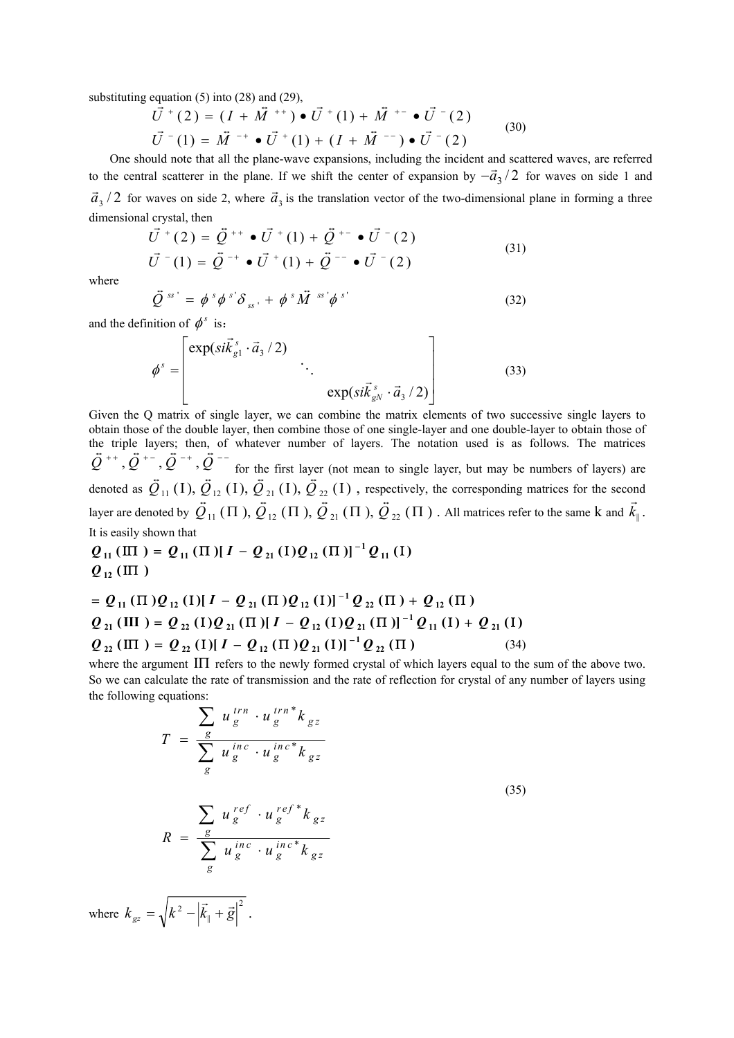substituting equation (5) into (28) and (29),

$$
\begin{aligned}
\vec{U}^{+}(2) &= (I + \vec{M}^{++}) \bullet \vec{U}^{+}(1) + \vec{M}^{+-} \bullet \vec{U}^{-}(2) \\
\vec{U}^{-}(1) &= \vec{M}^{-+} \bullet \vec{U}^{+}(1) + (I + \vec{M}^{--}) \bullet \vec{U}^{-}(2)
\end{aligned}
\tag{30}
$$

One should note that all the plane-wave expansions, including the incident and scattered waves, are referred to the central scatterer in the plane. If we shift the center of expansion by $-\vec{a}_3/2$ for waves on side 1 and $\vec{a}_3/2$ for waves on side 2, where $\vec{a}_3$ is the translation vector of the two-dimensional plane in forming a three dimensional crystal, then

$$
\begin{aligned}
\vec{U}^{+}(2) &= \ddot{Q}^{++} \bullet \vec{U}^{+}(1) + \ddot{Q}^{+-} \bullet \vec{U}^{-}(2) \\
\vec{U}^{-}(1) &= \ddot{Q}^{-+} \bullet \vec{U}^{+}(1) + \ddot{Q}^{--} \bullet \vec{U}^{-}(2)
\end{aligned}
\tag{31}
$$

where

$$
\ddot{Q}^{ss'} = \phi^{s}\phi^{s'}\delta_{ss'} + \phi^{s}\ddot{M}^{ss'}\phi^{s'}
\tag{32}
$$

and the definition of $\phi^{s}$ is：

$$
\phi^{s} = \begin{bmatrix} \exp(sik_{g1}^{s} \cdot \vec{a}_3/2) & & \\ & \ddots & \\ & & \exp(sik_{gN}^{s} \cdot \vec{a}_3/2) \end{bmatrix}
\tag{33}
$$

Given the Q matrix of single layer, we can combine the matrix elements of two successive single layers to obtain those of the double layer, then combine those of one single-layer and one double-layer to obtain those of the triple layers; then, of whatever number of layers. The notation used is as follows. The matrices $\ddot{Q}^{++}, \ddot{Q}^{+-}, \ddot{Q}^{-+}, \ddot{Q}^{--}$ for the first layer (not mean to single layer, but may be numbers of layers) are denoted as $\ddot{Q}_{11}(\mathrm{I}), \ddot{Q}_{12}(\mathrm{I}), \ddot{Q}_{21}(\mathrm{I}), \ddot{Q}_{22}(\mathrm{I})$, respectively, the corresponding matrices for the second layer are denoted by $\ddot{Q}_{11}(\Pi), \ddot{Q}_{12}(\Pi), \ddot{Q}_{21}(\Pi), \ddot{Q}_{22}(\Pi)$. All matrices refer to the same k and $\vec{k}_{\|}$. It is easily shown that

$$
\begin{aligned}
\boldsymbol{Q}_{11}(\mathrm{I\Pi}) &= \boldsymbol{Q}_{11}(\Pi)[\boldsymbol{I} - \boldsymbol{Q}_{21}(\mathrm{I})\boldsymbol{Q}_{12}(\Pi)]^{-1}\boldsymbol{Q}_{11}(\mathrm{I}) \\
\boldsymbol{Q}_{12}(\mathrm{I\Pi}) &= \boldsymbol{Q}_{11}(\Pi)\boldsymbol{Q}_{12}(\mathrm{I})[\boldsymbol{I} - \boldsymbol{Q}_{21}(\Pi)\boldsymbol{Q}_{12}(\mathrm{I})]^{-1}\boldsymbol{Q}_{22}(\Pi) + \boldsymbol{Q}_{12}(\Pi) \\
\boldsymbol{Q}_{21}(\mathrm{III}) &= \boldsymbol{Q}_{22}(\mathrm{I})\boldsymbol{Q}_{21}(\Pi)[\boldsymbol{I} - \boldsymbol{Q}_{12}(\mathrm{I})\boldsymbol{Q}_{21}(\Pi)]^{-1}\boldsymbol{Q}_{11}(\mathrm{I}) + \boldsymbol{Q}_{21}(\mathrm{I}) \\
\boldsymbol{Q}_{22}(\mathrm{I\Pi}) &= \boldsymbol{Q}_{22}(\mathrm{I})[\boldsymbol{I} - \boldsymbol{Q}_{12}(\Pi)\boldsymbol{Q}_{21}(\mathrm{I})]^{-1}\boldsymbol{Q}_{22}(\Pi)
\end{aligned}
\tag{34}
$$

where the argument $\mathrm{I\Pi}$ refers to the newly formed crystal of which layers equal to the sum of the above two. So we can calculate the rate of transmission and the rate of reflection for crystal of any number of layers using the following equations:

$$
T = \frac{\sum_{g} u_{g}^{trn} \cdot u_{g}^{trn*} k_{gz}}{\sum_{g} u_{g}^{inc} \cdot u_{g}^{inc*} k_{gz}}
$$

$$
R = \frac{\sum_{g} u_{g}^{ref} \cdot u_{g}^{ref*} k_{gz}}{\sum_{g} u_{g}^{inc} \cdot u_{g}^{inc*} k_{gz}}
\tag{35}
$$

where $k_{gz} = \sqrt{k^{2} - \left|\vec{k}_{\|} + \vec{g}\right|^{2}}$.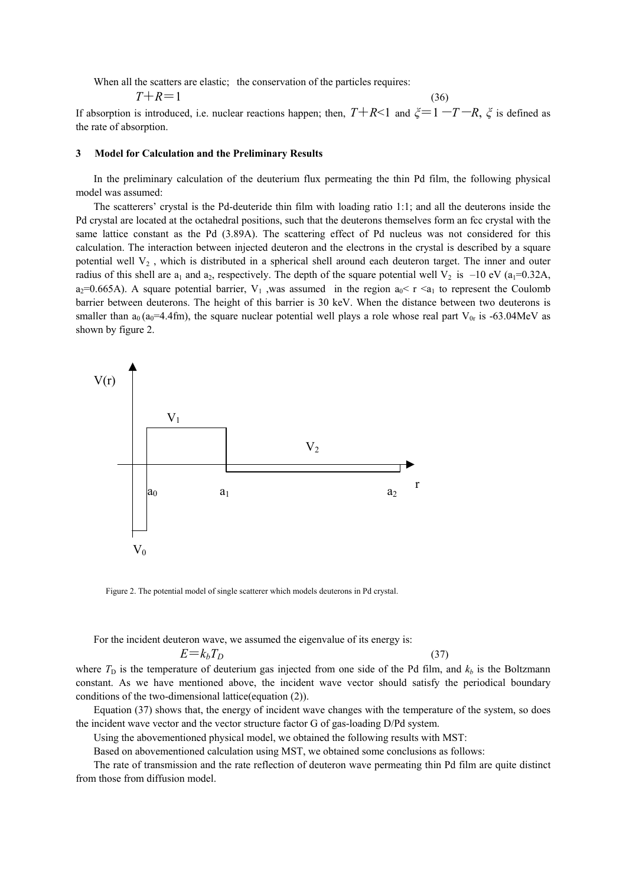When all the scatters are elastic; the conservation of the particles requires:

$$T + R = 1 \tag{36}$$

If absorption is introduced, i.e. nuclear reactions happen; then, $T+R<1$ and $\xi = 1 - T - R$, $\xi$ is defined as the rate of absorption.

## 3 Model for Calculation and the Preliminary Results

In the preliminary calculation of the deuterium flux permeating the thin Pd film, the following physical model was assumed:

The scatterers' crystal is the Pd-deuteride thin film with loading ratio 1:1; and all the deuterons inside the Pd crystal are located at the octahedral positions, such that the deuterons themselves form an fcc crystal with the same lattice constant as the Pd (3.89A). The scattering effect of Pd nucleus was not considered for this calculation. The interaction between injected deuteron and the electrons in the crystal is described by a square potential well $V_2$, which is distributed in a spherical shell around each deuteron target. The inner and outer radius of this shell are $a_1$ and $a_2$, respectively. The depth of the square potential well $V_2$ is –10 eV ($a_1$=0.32A, $a_2$=0.665A). A square potential barrier, $V_1$, was assumed in the region $a_0 < r < a_1$ to represent the Coulomb barrier between deuterons. The height of this barrier is 30 keV. When the distance between two deuterons is smaller than $a_0$ ($a_0$=4.4fm), the square nuclear potential well plays a role whose real part $V_{0r}$ is -63.04MeV as shown by figure 2.

Figure 2. The potential model of single scatterer which models deuterons in Pd crystal.

For the incident deuteron wave, we assumed the eigenvalue of its energy is:

$$E = k_b T_D \tag{37}$$

where $T_D$ is the temperature of deuterium gas injected from one side of the Pd film, and $k_b$ is the Boltzmann constant. As we have mentioned above, the incident wave vector should satisfy the periodical boundary conditions of the two-dimensional lattice(equation (2)).

Equation (37) shows that, the energy of incident wave changes with the temperature of the system, so does the incident wave vector and the vector structure factor G of gas-loading D/Pd system.

Using the abovementioned physical model, we obtained the following results with MST:

Based on abovementioned calculation using MST, we obtained some conclusions as follows:

The rate of transmission and the rate reflection of deuteron wave permeating thin Pd film are quite distinct from those from diffusion model.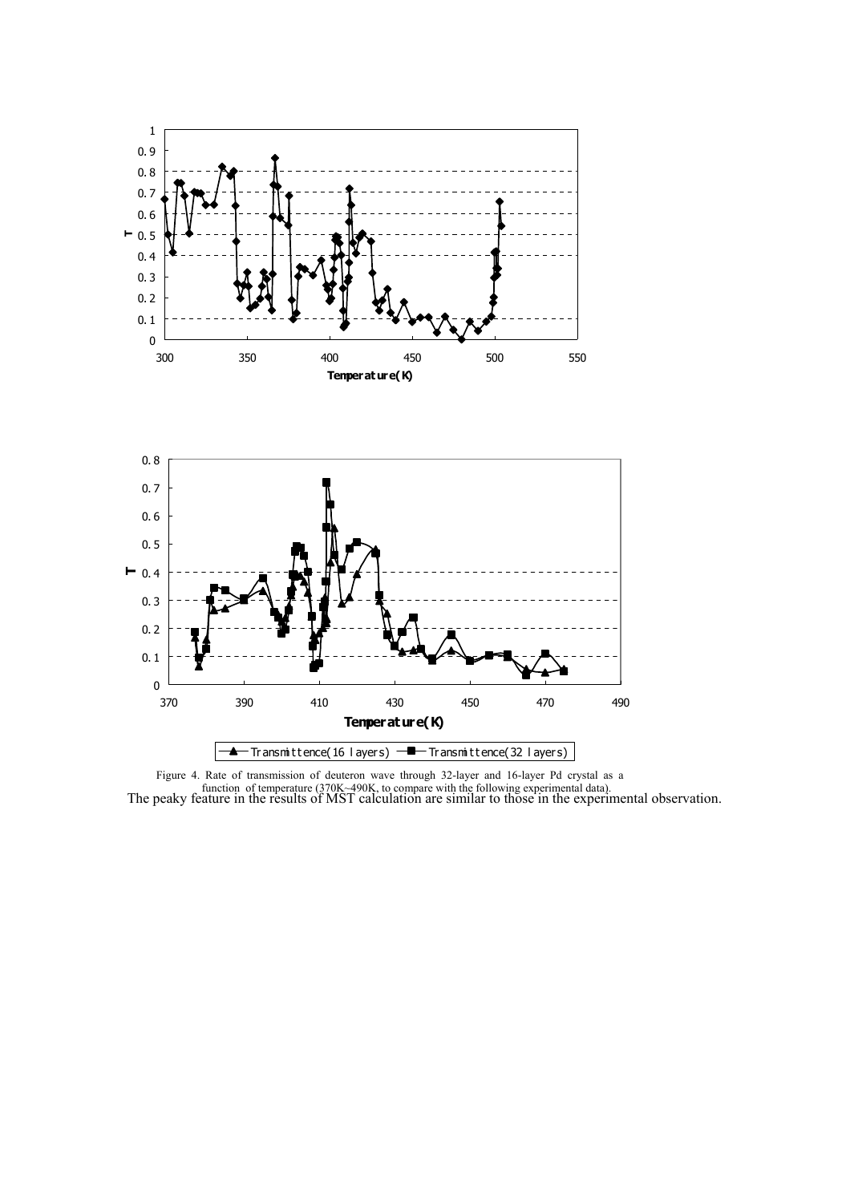Figure 4. Rate of transmission of deuteron wave through 32-layer and 16-layer Pd crystal as a function of temperature (370K~490K, to compare with the following experimental data).

The peaky feature in the results of MST calculation are similar to those in the experimental observation.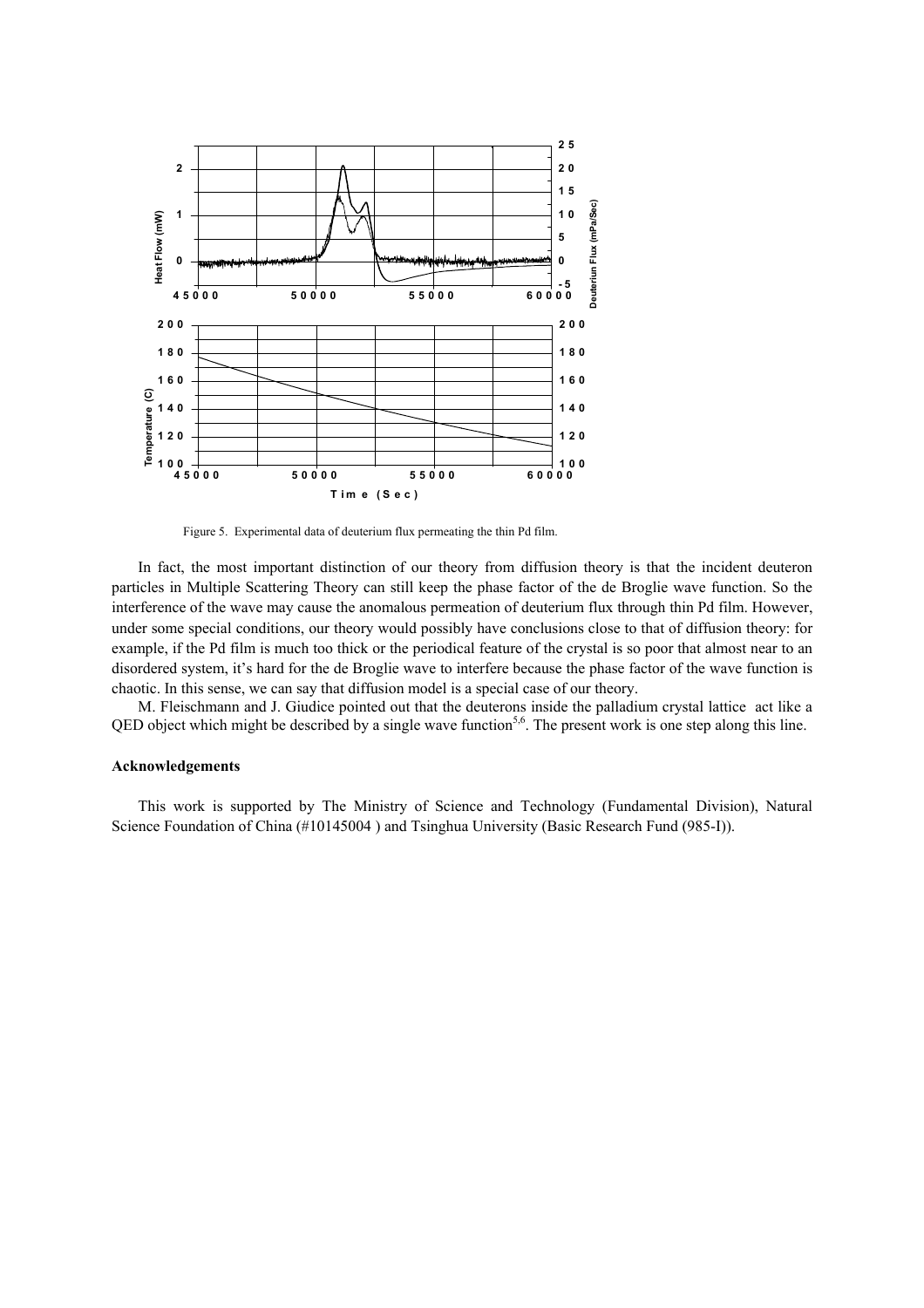Figure 5. Experimental data of deuterium flux permeating the thin Pd film.

In fact, the most important distinction of our theory from diffusion theory is that the incident deuteron particles in Multiple Scattering Theory can still keep the phase factor of the de Broglie wave function. So the interference of the wave may cause the anomalous permeation of deuterium flux through thin Pd film. However, under some special conditions, our theory would possibly have conclusions close to that of diffusion theory: for example, if the Pd film is much too thick or the periodical feature of the crystal is so poor that almost near to an disordered system, it's hard for the de Broglie wave to interfere because the phase factor of the wave function is chaotic. In this sense, we can say that diffusion model is a special case of our theory.

M. Fleischmann and J. Giudice pointed out that the deuterons inside the palladium crystal lattice act like a QED object which might be described by a single wave function[5,6]. The present work is one step along this line.

**Acknowledgements**

This work is supported by The Ministry of Science and Technology (Fundamental Division), Natural Science Foundation of China (#10145004 ) and Tsinghua University (Basic Research Fund (985-I)).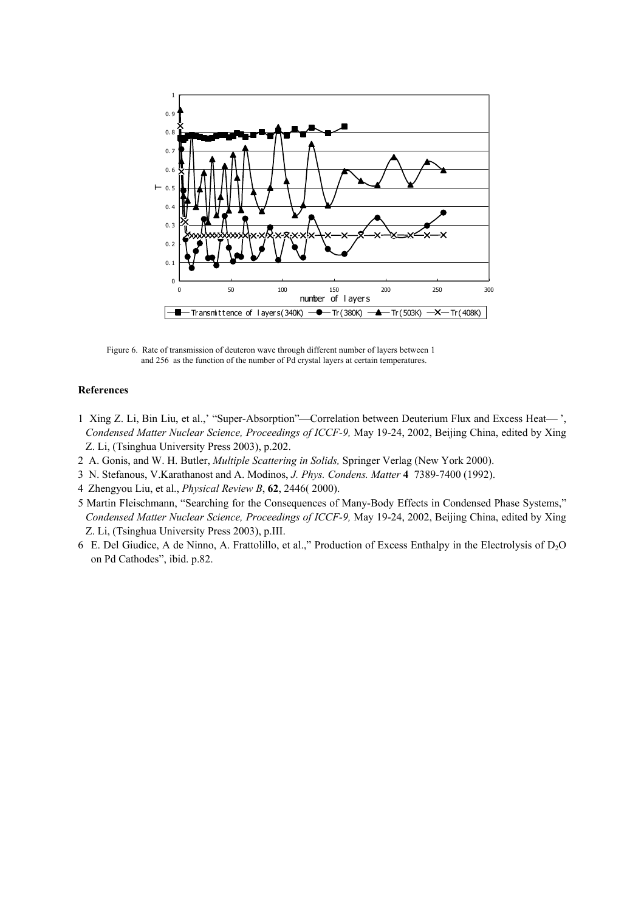1
0.9
0.8
0.7
0.6
T 0.5
0.4
0.3
0.2
0.1
0
0 50 100 150 200 250 300
number of layers
Transmittence of layers(340K) Tr(380K) Tr(503K) Tr(408K)

Figure 6. Rate of transmission of deuteron wave through different number of layers between 1 and 256 as the function of the number of Pd crystal layers at certain temperatures.

## References

1 Xing Z. Li, Bin Liu, et al.,' "Super-Absorption"—Correlation between Deuterium Flux and Excess Heat— ', *Condensed Matter Nuclear Science, Proceedings of ICCF-9,* May 19-24, 2002, Beijing China, edited by Xing Z. Li, (Tsinghua University Press 2003), p.202.

2 A. Gonis, and W. H. Butler, *Multiple Scattering in Solids,* Springer Verlag (New York 2000).

3 N. Stefanous, V.Karathanost and A. Modinos, *J. Phys. Condens. Matter* **4** 7389-7400 (1992).

4 Zhengyou Liu, et al., *Physical Review B*, **62**, 2446( 2000).

5 Martin Fleischmann, "Searching for the Consequences of Many-Body Effects in Condensed Phase Systems," *Condensed Matter Nuclear Science, Proceedings of ICCF-9,* May 19-24, 2002, Beijing China, edited by Xing Z. Li, (Tsinghua University Press 2003), p.III.

6 E. Del Giudice, A de Ninno, A. Frattolillo, et al.," Production of Excess Enthalpy in the Electrolysis of $D_2O$ on Pd Cathodes", ibid. p.82.